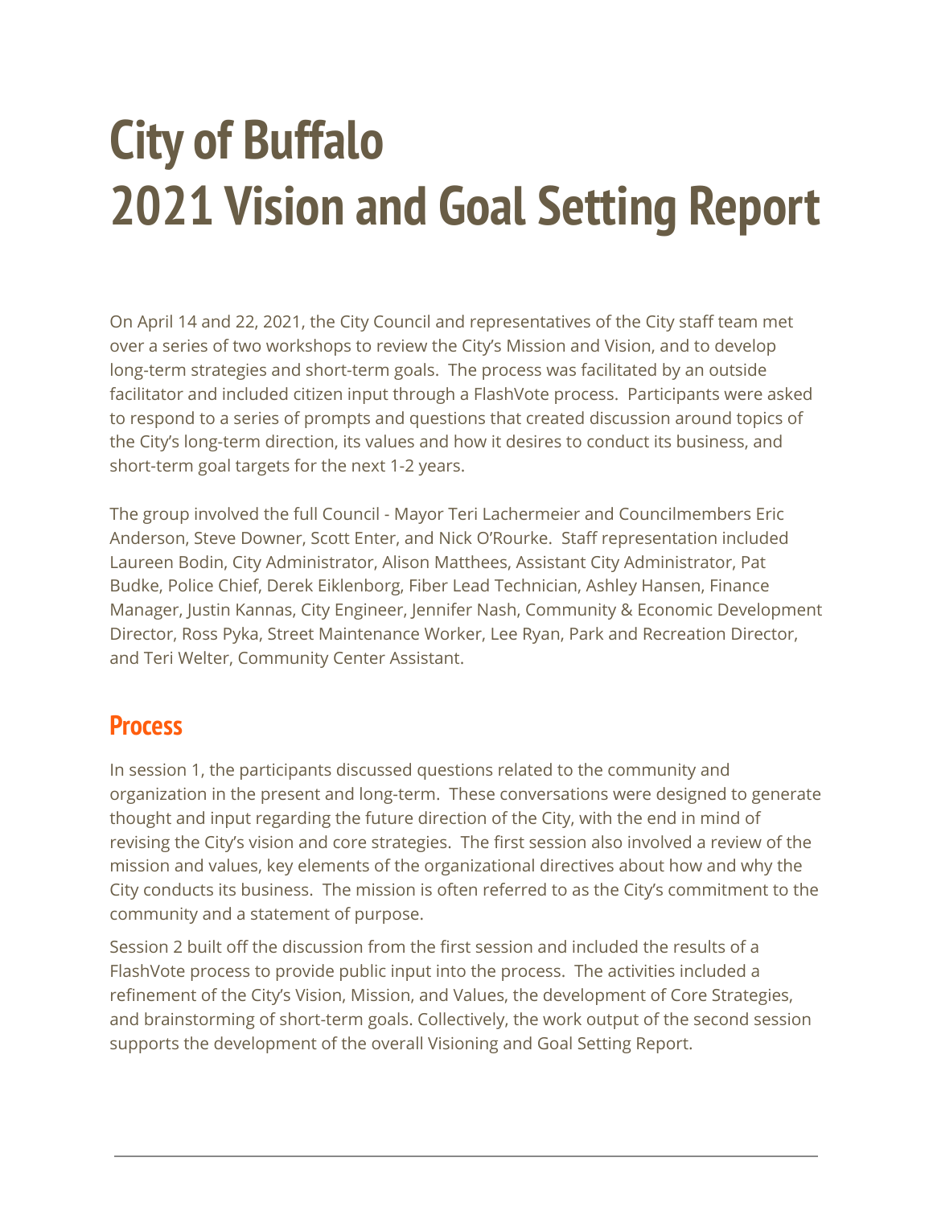# City of Buffalo
# 2021 Vision and Goal Setting Report

On April 14 and 22, 2021, the City Council and representatives of the City staff team met over a series of two workshops to review the City's Mission and Vision, and to develop long-term strategies and short-term goals. The process was facilitated by an outside facilitator and included citizen input through a FlashVote process. Participants were asked to respond to a series of prompts and questions that created discussion around topics of the City's long-term direction, its values and how it desires to conduct its business, and short-term goal targets for the next 1-2 years.

The group involved the full Council - Mayor Teri Lachermeier and Councilmembers Eric Anderson, Steve Downer, Scott Enter, and Nick O'Rourke. Staff representation included Laureen Bodin, City Administrator, Alison Matthees, Assistant City Administrator, Pat Budke, Police Chief, Derek Eiklenborg, Fiber Lead Technician, Ashley Hansen, Finance Manager, Justin Kannas, City Engineer, Jennifer Nash, Community & Economic Development Director, Ross Pyka, Street Maintenance Worker, Lee Ryan, Park and Recreation Director, and Teri Welter, Community Center Assistant.

## Process

In session 1, the participants discussed questions related to the community and organization in the present and long-term. These conversations were designed to generate thought and input regarding the future direction of the City, with the end in mind of revising the City's vision and core strategies. The first session also involved a review of the mission and values, key elements of the organizational directives about how and why the City conducts its business. The mission is often referred to as the City's commitment to the community and a statement of purpose.

Session 2 built off the discussion from the first session and included the results of a FlashVote process to provide public input into the process. The activities included a refinement of the City's Vision, Mission, and Values, the development of Core Strategies, and brainstorming of short-term goals. Collectively, the work output of the second session supports the development of the overall Visioning and Goal Setting Report.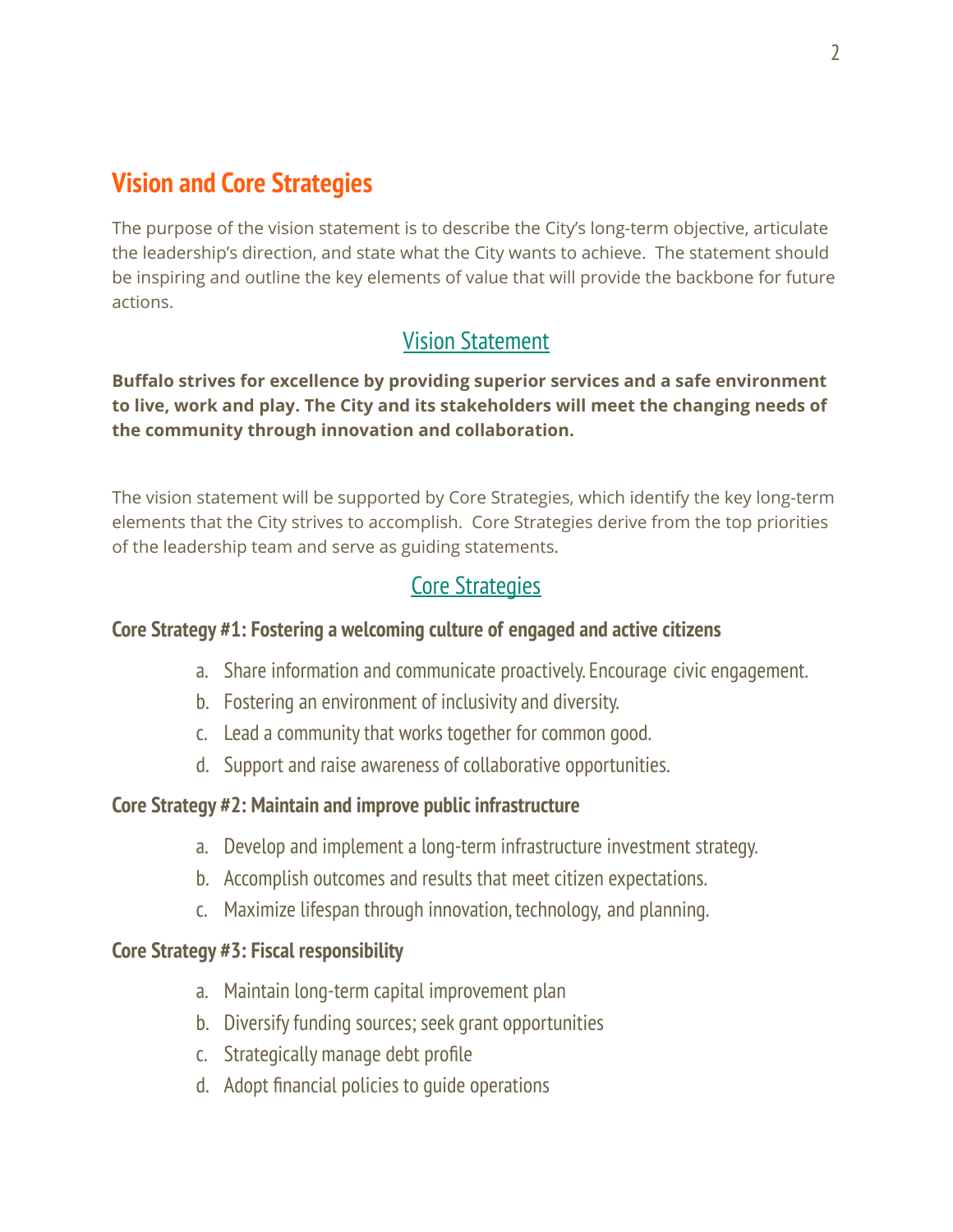## Vision and Core Strategies

The purpose of the vision statement is to describe the City's long-term objective, articulate the leadership's direction, and state what the City wants to achieve. The statement should be inspiring and outline the key elements of value that will provide the backbone for future actions.

### Vision Statement

**Buffalo strives for excellence by providing superior services and a safe environment to live, work and play. The City and its stakeholders will meet the changing needs of the community through innovation and collaboration.**

The vision statement will be supported by Core Strategies, which identify the key long-term elements that the City strives to accomplish. Core Strategies derive from the top priorities of the leadership team and serve as guiding statements.

### Core Strategies

**Core Strategy #1: Fostering a welcoming culture of engaged and active citizens**

a. Share information and communicate proactively. Encourage civic engagement.
b. Fostering an environment of inclusivity and diversity.
c. Lead a community that works together for common good.
d. Support and raise awareness of collaborative opportunities.

**Core Strategy #2: Maintain and improve public infrastructure**

a. Develop and implement a long-term infrastructure investment strategy.
b. Accomplish outcomes and results that meet citizen expectations.
c. Maximize lifespan through innovation, technology, and planning.

**Core Strategy #3: Fiscal responsibility**

a. Maintain long-term capital improvement plan
b. Diversify funding sources; seek grant opportunities
c. Strategically manage debt profile
d. Adopt financial policies to guide operations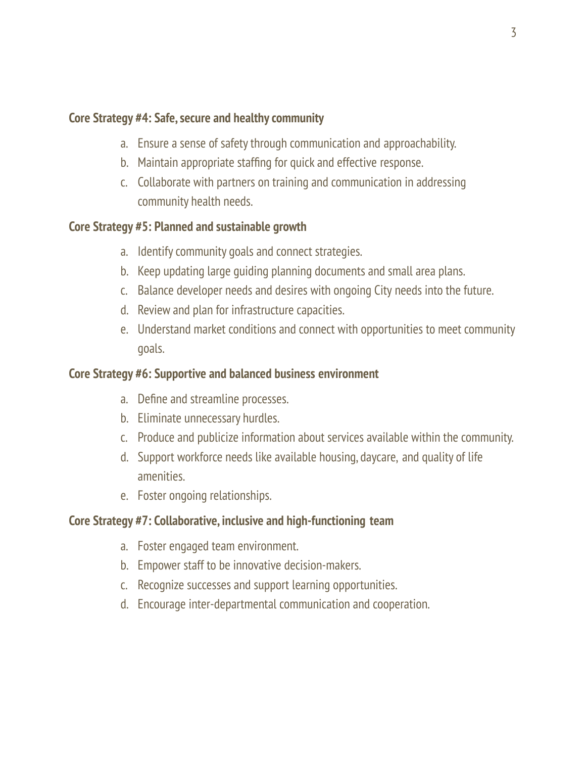**Core Strategy #4: Safe, secure and healthy community**

a. Ensure a sense of safety through communication and approachability.
b. Maintain appropriate staffing for quick and effective response.
c. Collaborate with partners on training and communication in addressing community health needs.

**Core Strategy #5: Planned and sustainable growth**

a. Identify community goals and connect strategies.
b. Keep updating large guiding planning documents and small area plans.
c. Balance developer needs and desires with ongoing City needs into the future.
d. Review and plan for infrastructure capacities.
e. Understand market conditions and connect with opportunities to meet community goals.

**Core Strategy #6: Supportive and balanced business environment**

a. Define and streamline processes.
b. Eliminate unnecessary hurdles.
c. Produce and publicize information about services available within the community.
d. Support workforce needs like available housing, daycare, and quality of life amenities.
e. Foster ongoing relationships.

**Core Strategy #7: Collaborative, inclusive and high-functioning team**

a. Foster engaged team environment.
b. Empower staff to be innovative decision-makers.
c. Recognize successes and support learning opportunities.
d. Encourage inter-departmental communication and cooperation.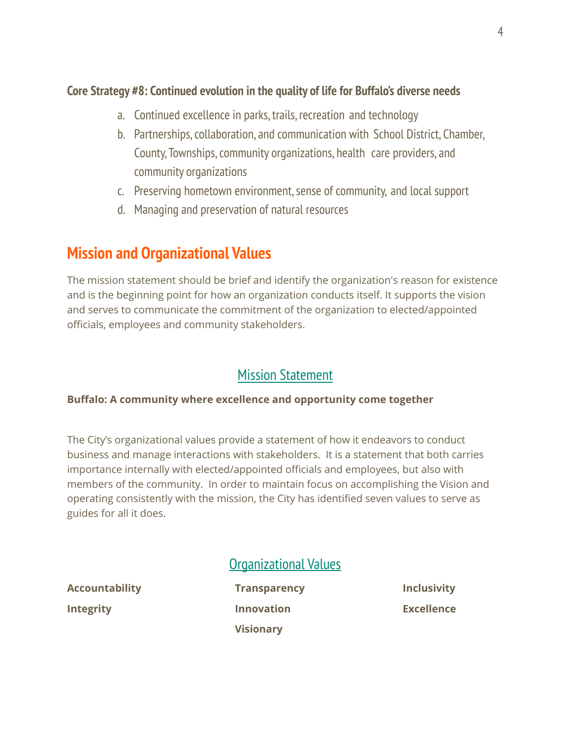### Core Strategy #8: Continued evolution in the quality of life for Buffalo's diverse needs

a. Continued excellence in parks, trails, recreation and technology
b. Partnerships, collaboration, and communication with School District, Chamber, County, Townships, community organizations, health care providers, and community organizations
c. Preserving hometown environment, sense of community, and local support
d. Managing and preservation of natural resources

## Mission and Organizational Values

The mission statement should be brief and identify the organization's reason for existence and is the beginning point for how an organization conducts itself. It supports the vision and serves to communicate the commitment of the organization to elected/appointed officials, employees and community stakeholders.

### Mission Statement

**Buffalo: A community where excellence and opportunity come together**

The City's organizational values provide a statement of how it endeavors to conduct business and manage interactions with stakeholders. It is a statement that both carries importance internally with elected/appointed officials and employees, but also with members of the community. In order to maintain focus on accomplishing the Vision and operating consistently with the mission, the City has identified seven values to serve as guides for all it does.

### Organizational Values

**Accountability**
**Integrity**
**Transparency**
**Innovation**
**Visionary**
**Inclusivity**
**Excellence**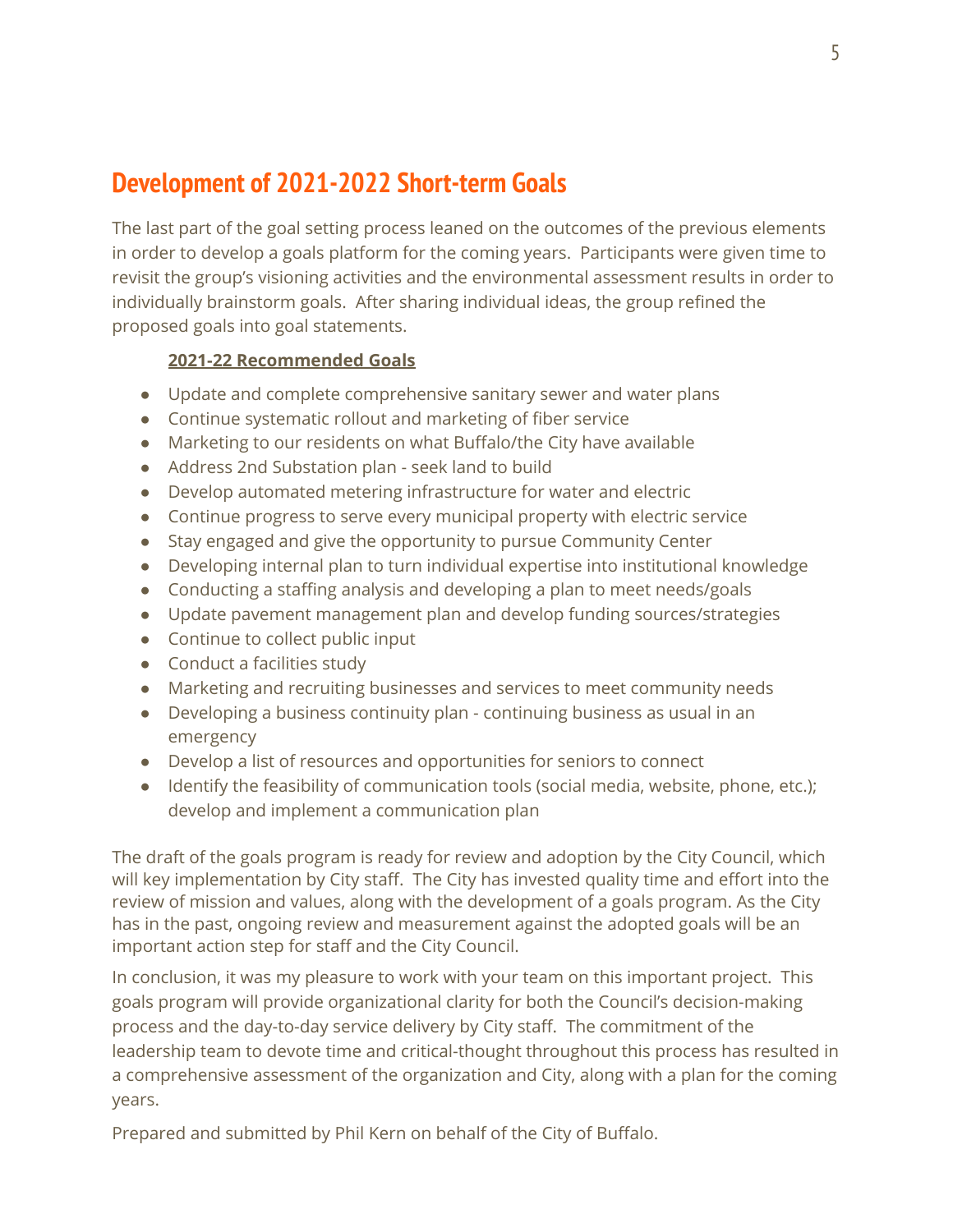## Development of 2021-2022 Short-term Goals

The last part of the goal setting process leaned on the outcomes of the previous elements in order to develop a goals platform for the coming years. Participants were given time to revisit the group's visioning activities and the environmental assessment results in order to individually brainstorm goals. After sharing individual ideas, the group refined the proposed goals into goal statements.

**2021-22 Recommended Goals**

- Update and complete comprehensive sanitary sewer and water plans
- Continue systematic rollout and marketing of fiber service
- Marketing to our residents on what Buffalo/the City have available
- Address 2nd Substation plan - seek land to build
- Develop automated metering infrastructure for water and electric
- Continue progress to serve every municipal property with electric service
- Stay engaged and give the opportunity to pursue Community Center
- Developing internal plan to turn individual expertise into institutional knowledge
- Conducting a staffing analysis and developing a plan to meet needs/goals
- Update pavement management plan and develop funding sources/strategies
- Continue to collect public input
- Conduct a facilities study
- Marketing and recruiting businesses and services to meet community needs
- Developing a business continuity plan - continuing business as usual in an emergency
- Develop a list of resources and opportunities for seniors to connect
- Identify the feasibility of communication tools (social media, website, phone, etc.); develop and implement a communication plan

The draft of the goals program is ready for review and adoption by the City Council, which will key implementation by City staff. The City has invested quality time and effort into the review of mission and values, along with the development of a goals program. As the City has in the past, ongoing review and measurement against the adopted goals will be an important action step for staff and the City Council.

In conclusion, it was my pleasure to work with your team on this important project. This goals program will provide organizational clarity for both the Council's decision-making process and the day-to-day service delivery by City staff. The commitment of the leadership team to devote time and critical-thought throughout this process has resulted in a comprehensive assessment of the organization and City, along with a plan for the coming years.

Prepared and submitted by Phil Kern on behalf of the City of Buffalo.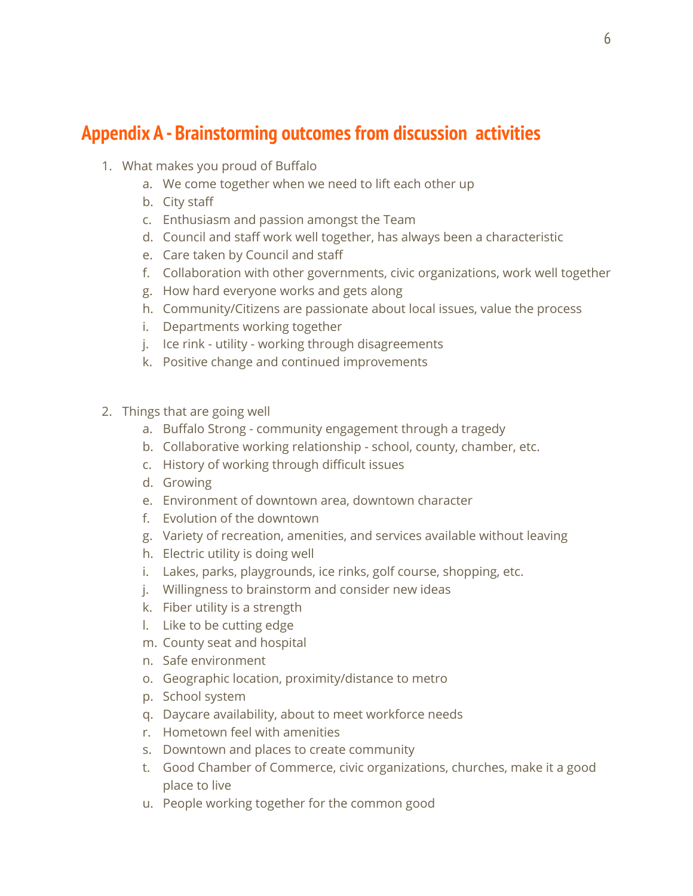## Appendix A - Brainstorming outcomes from discussion activities

1. What makes you proud of Buffalo
    a. We come together when we need to lift each other up
    b. City staff
    c. Enthusiasm and passion amongst the Team
    d. Council and staff work well together, has always been a characteristic
    e. Care taken by Council and staff
    f. Collaboration with other governments, civic organizations, work well together
    g. How hard everyone works and gets along
    h. Community/Citizens are passionate about local issues, value the process
    i. Departments working together
    j. Ice rink - utility - working through disagreements
    k. Positive change and continued improvements

2. Things that are going well
    a. Buffalo Strong - community engagement through a tragedy
    b. Collaborative working relationship - school, county, chamber, etc.
    c. History of working through difficult issues
    d. Growing
    e. Environment of downtown area, downtown character
    f. Evolution of the downtown
    g. Variety of recreation, amenities, and services available without leaving
    h. Electric utility is doing well
    i. Lakes, parks, playgrounds, ice rinks, golf course, shopping, etc.
    j. Willingness to brainstorm and consider new ideas
    k. Fiber utility is a strength
    l. Like to be cutting edge
    m. County seat and hospital
    n. Safe environment
    o. Geographic location, proximity/distance to metro
    p. School system
    q. Daycare availability, about to meet workforce needs
    r. Hometown feel with amenities
    s. Downtown and places to create community
    t. Good Chamber of Commerce, civic organizations, churches, make it a good place to live
    u. People working together for the common good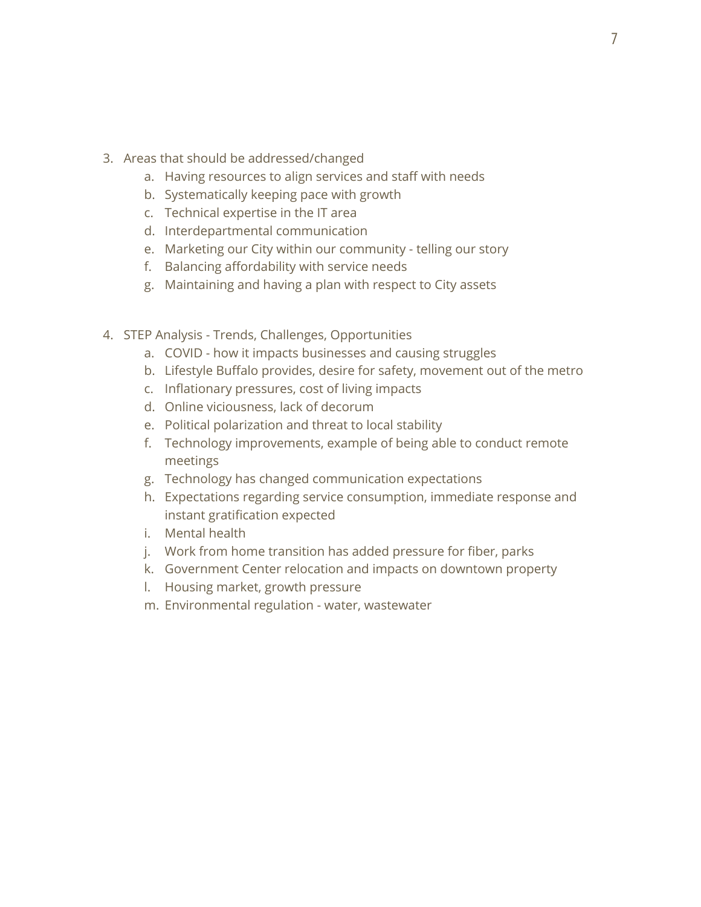3. Areas that should be addressed/changed
    a. Having resources to align services and staff with needs
    b. Systematically keeping pace with growth
    c. Technical expertise in the IT area
    d. Interdepartmental communication
    e. Marketing our City within our community - telling our story
    f. Balancing affordability with service needs
    g. Maintaining and having a plan with respect to City assets

4. STEP Analysis - Trends, Challenges, Opportunities
    a. COVID - how it impacts businesses and causing struggles
    b. Lifestyle Buffalo provides, desire for safety, movement out of the metro
    c. Inflationary pressures, cost of living impacts
    d. Online viciousness, lack of decorum
    e. Political polarization and threat to local stability
    f. Technology improvements, example of being able to conduct remote meetings
    g. Technology has changed communication expectations
    h. Expectations regarding service consumption, immediate response and instant gratification expected
    i. Mental health
    j. Work from home transition has added pressure for fiber, parks
    k. Government Center relocation and impacts on downtown property
    l. Housing market, growth pressure
    m. Environmental regulation - water, wastewater